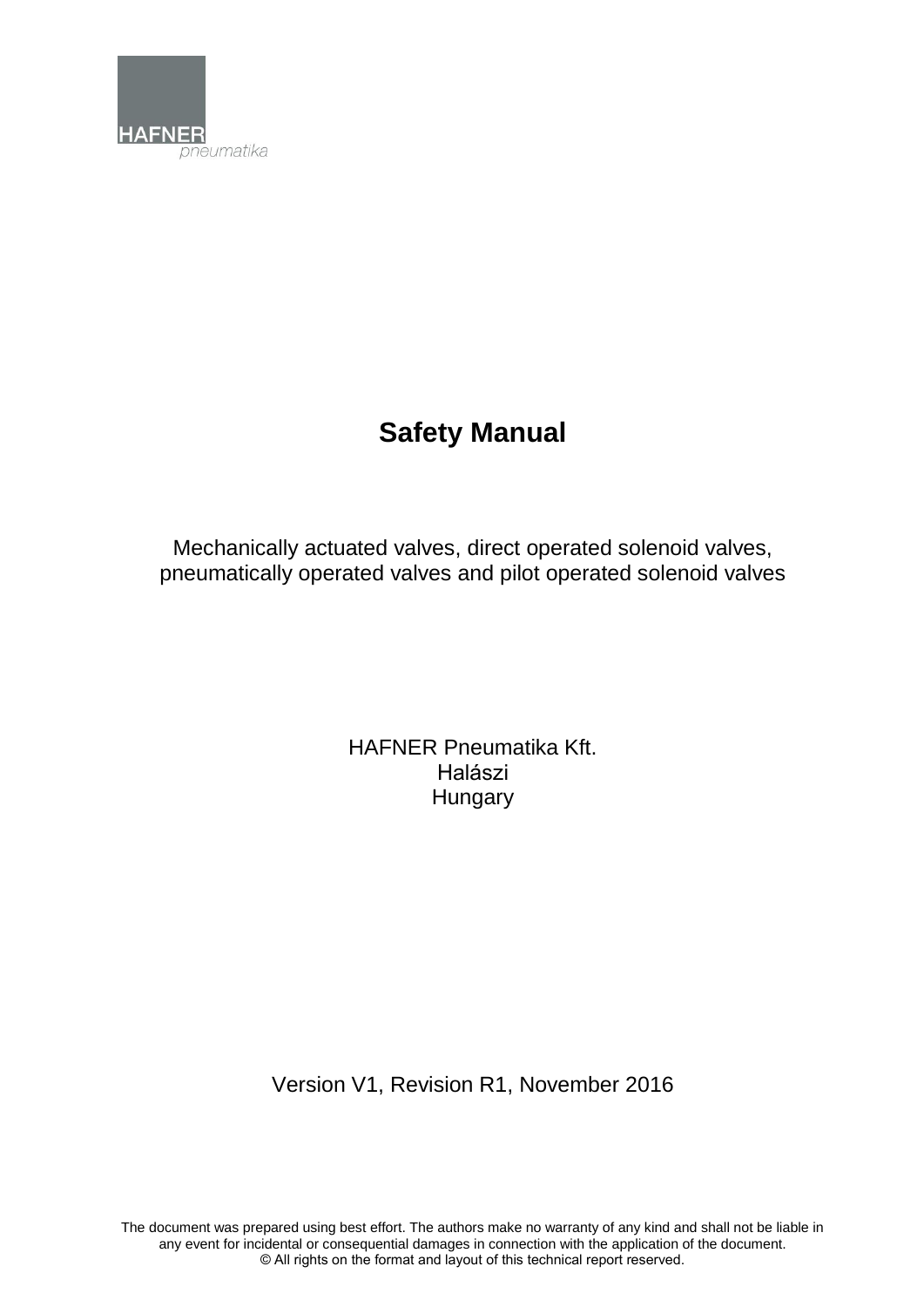HAFNER

pneumatika

# Safety Manual

Mechanically actuated valves, direct operated solenoid valves, pneumatically operated valves and pilot operated solenoid valves

HAFNER Pneumatika Kft.
Halászi
Hungary

Version V1, Revision R1, November 2016

The document was prepared using best effort. The authors make no warranty of any kind and shall not be liable in any event for incidental or consequential damages in connection with the application of the document.
© All rights on the format and layout of this technical report reserved.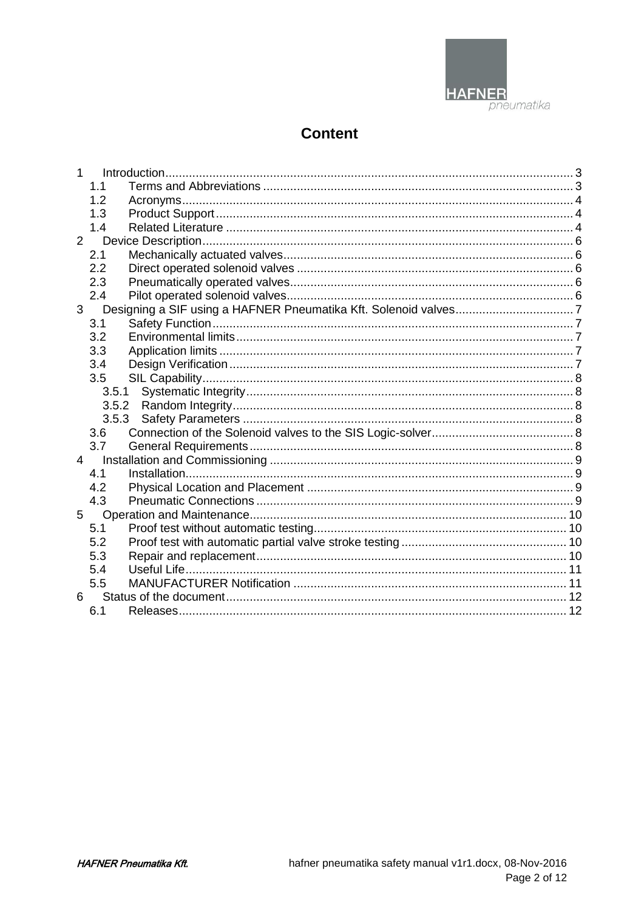# Content

- 1 Introduction ... 3
  - 1.1 Terms and Abbreviations ... 3
  - 1.2 Acronyms ... 4
  - 1.3 Product Support ... 4
  - 1.4 Related Literature ... 4
- 2 Device Description ... 6
  - 2.1 Mechanically actuated valves ... 6
  - 2.2 Direct operated solenoid valves ... 6
  - 2.3 Pneumatically operated valves ... 6
  - 2.4 Pilot operated solenoid valves ... 6
- 3 Designing a SIF using a HAFNER Pneumatika Kft. Solenoid valves ... 7
  - 3.1 Safety Function ... 7
  - 3.2 Environmental limits ... 7
  - 3.3 Application limits ... 7
  - 3.4 Design Verification ... 7
  - 3.5 SIL Capability ... 8
    - 3.5.1 Systematic Integrity ... 8
    - 3.5.2 Random Integrity ... 8
    - 3.5.3 Safety Parameters ... 8
  - 3.6 Connection of the Solenoid valves to the SIS Logic-solver ... 8
  - 3.7 General Requirements ... 8
- 4 Installation and Commissioning ... 9
  - 4.1 Installation ... 9
  - 4.2 Physical Location and Placement ... 9
  - 4.3 Pneumatic Connections ... 9
- 5 Operation and Maintenance ... 10
  - 5.1 Proof test without automatic testing ... 10
  - 5.2 Proof test with automatic partial valve stroke testing ... 10
  - 5.3 Repair and replacement ... 10
  - 5.4 Useful Life ... 11
  - 5.5 MANUFACTURER Notification ... 11
- 6 Status of the document ... 12
  - 6.1 Releases ... 12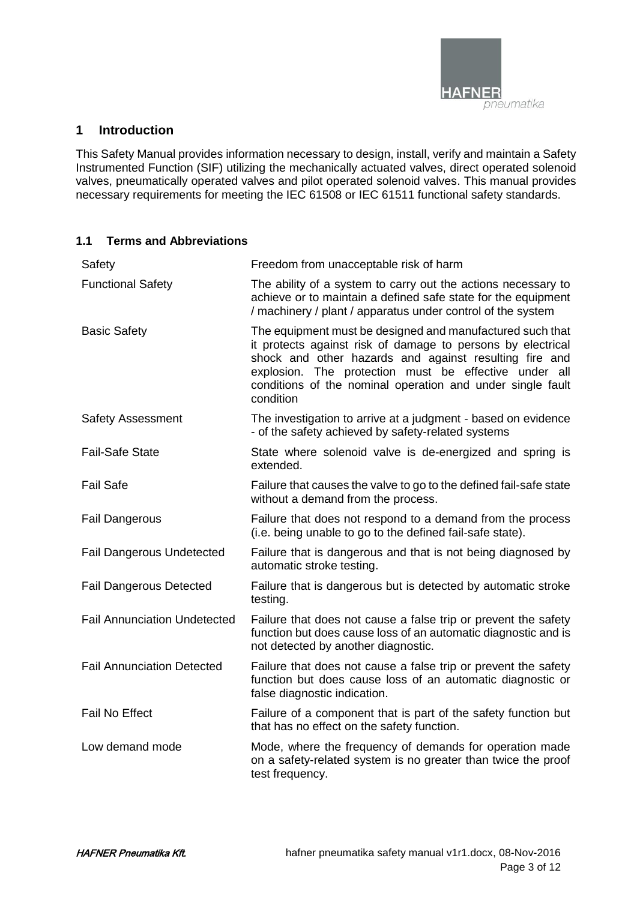# 1 Introduction

This Safety Manual provides information necessary to design, install, verify and maintain a Safety Instrumented Function (SIF) utilizing the mechanically actuated valves, direct operated solenoid valves, pneumatically operated valves and pilot operated solenoid valves. This manual provides necessary requirements for meeting the IEC 61508 or IEC 61511 functional safety standards.

## 1.1 Terms and Abbreviations

| | |
|---|---|
| Safety | Freedom from unacceptable risk of harm |
| Functional Safety | The ability of a system to carry out the actions necessary to achieve or to maintain a defined safe state for the equipment / machinery / plant / apparatus under control of the system |
| Basic Safety | The equipment must be designed and manufactured such that it protects against risk of damage to persons by electrical shock and other hazards and against resulting fire and explosion. The protection must be effective under all conditions of the nominal operation and under single fault condition |
| Safety Assessment | The investigation to arrive at a judgment - based on evidence - of the safety achieved by safety-related systems |
| Fail-Safe State | State where solenoid valve is de-energized and spring is extended. |
| Fail Safe | Failure that causes the valve to go to the defined fail-safe state without a demand from the process. |
| Fail Dangerous | Failure that does not respond to a demand from the process (i.e. being unable to go to the defined fail-safe state). |
| Fail Dangerous Undetected | Failure that is dangerous and that is not being diagnosed by automatic stroke testing. |
| Fail Dangerous Detected | Failure that is dangerous but is detected by automatic stroke testing. |
| Fail Annunciation Undetected | Failure that does not cause a false trip or prevent the safety function but does cause loss of an automatic diagnostic and is not detected by another diagnostic. |
| Fail Annunciation Detected | Failure that does not cause a false trip or prevent the safety function but does cause loss of an automatic diagnostic or false diagnostic indication. |
| Fail No Effect | Failure of a component that is part of the safety function but that has no effect on the safety function. |
| Low demand mode | Mode, where the frequency of demands for operation made on a safety-related system is no greater than twice the proof test frequency. |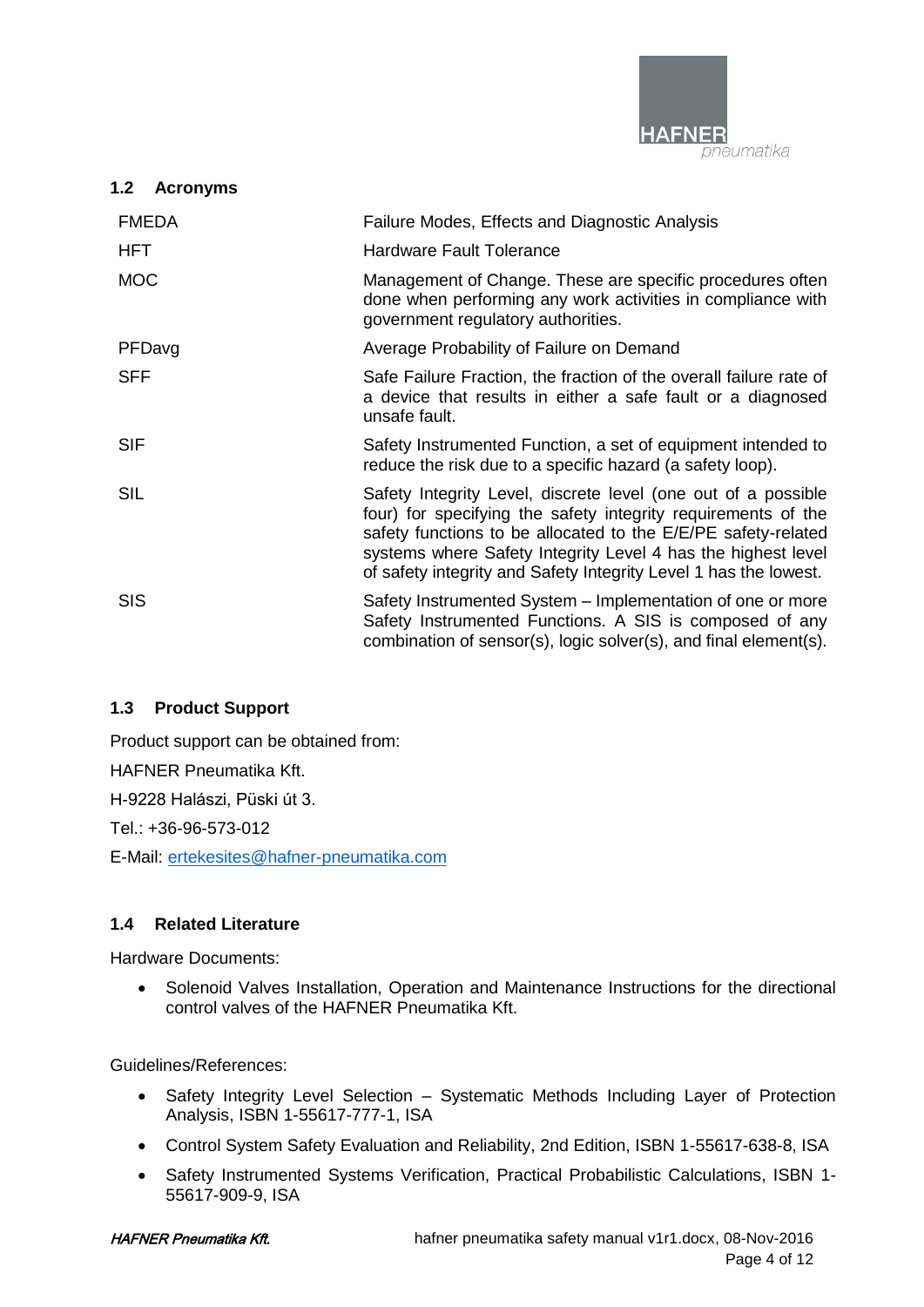## 1.2 Acronyms

| | |
|---|---|
| FMEDA | Failure Modes, Effects and Diagnostic Analysis |
| HFT | Hardware Fault Tolerance |
| MOC | Management of Change. These are specific procedures often done when performing any work activities in compliance with government regulatory authorities. |
| PFDavg | Average Probability of Failure on Demand |
| SFF | Safe Failure Fraction, the fraction of the overall failure rate of a device that results in either a safe fault or a diagnosed unsafe fault. |
| SIF | Safety Instrumented Function, a set of equipment intended to reduce the risk due to a specific hazard (a safety loop). |
| SIL | Safety Integrity Level, discrete level (one out of a possible four) for specifying the safety integrity requirements of the safety functions to be allocated to the E/E/PE safety-related systems where Safety Integrity Level 4 has the highest level of safety integrity and Safety Integrity Level 1 has the lowest. |
| SIS | Safety Instrumented System – Implementation of one or more Safety Instrumented Functions. A SIS is composed of any combination of sensor(s), logic solver(s), and final element(s). |

## 1.3 Product Support

Product support can be obtained from:

HAFNER Pneumatika Kft.

H-9228 Halászi, Püski út 3.

Tel.: +36-96-573-012

E-Mail: ertekesites@hafner-pneumatika.com

## 1.4 Related Literature

Hardware Documents:

- Solenoid Valves Installation, Operation and Maintenance Instructions for the directional control valves of the HAFNER Pneumatika Kft.

Guidelines/References:

- Safety Integrity Level Selection – Systematic Methods Including Layer of Protection Analysis, ISBN 1-55617-777-1, ISA
- Control System Safety Evaluation and Reliability, 2nd Edition, ISBN 1-55617-638-8, ISA
- Safety Instrumented Systems Verification, Practical Probabilistic Calculations, ISBN 1-55617-909-9, ISA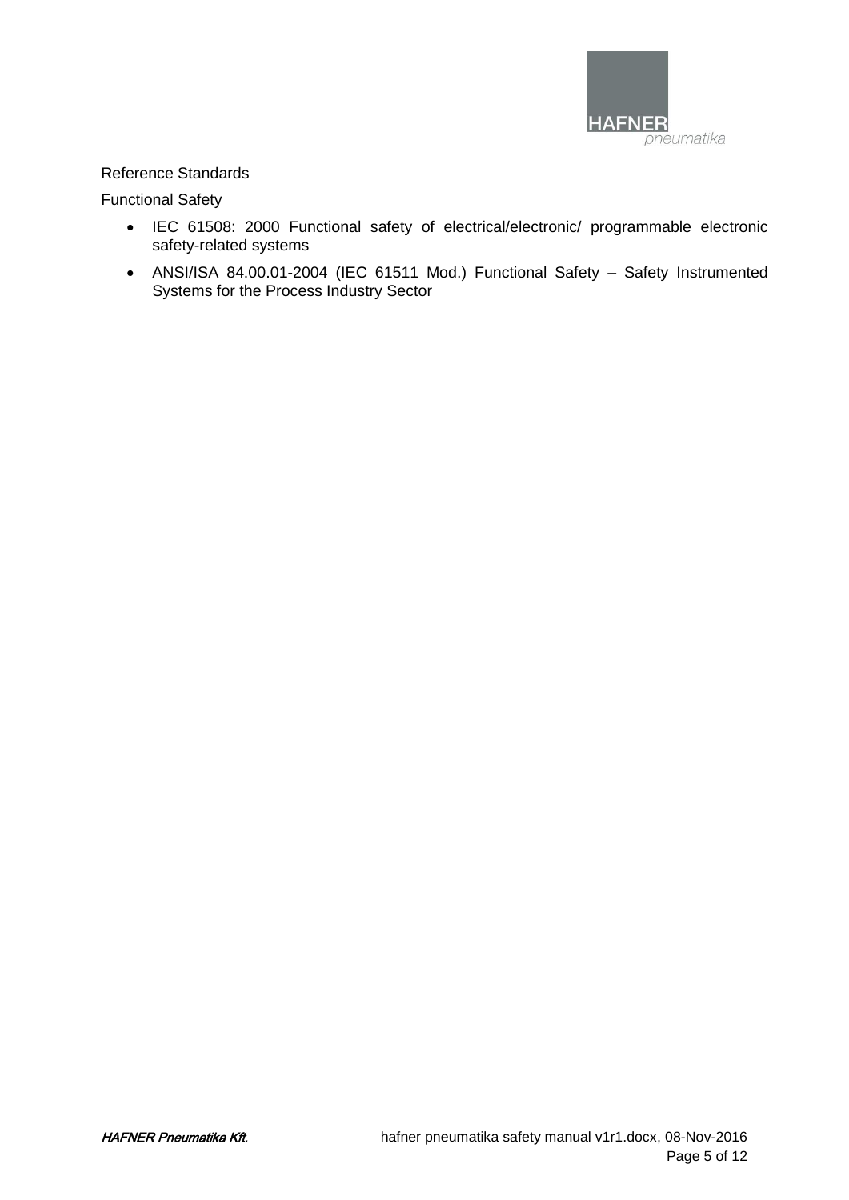## Reference Standards

### Functional Safety

- IEC 61508: 2000 Functional safety of electrical/electronic/ programmable electronic safety-related systems
- ANSI/ISA 84.00.01-2004 (IEC 61511 Mod.) Functional Safety – Safety Instrumented Systems for the Process Industry Sector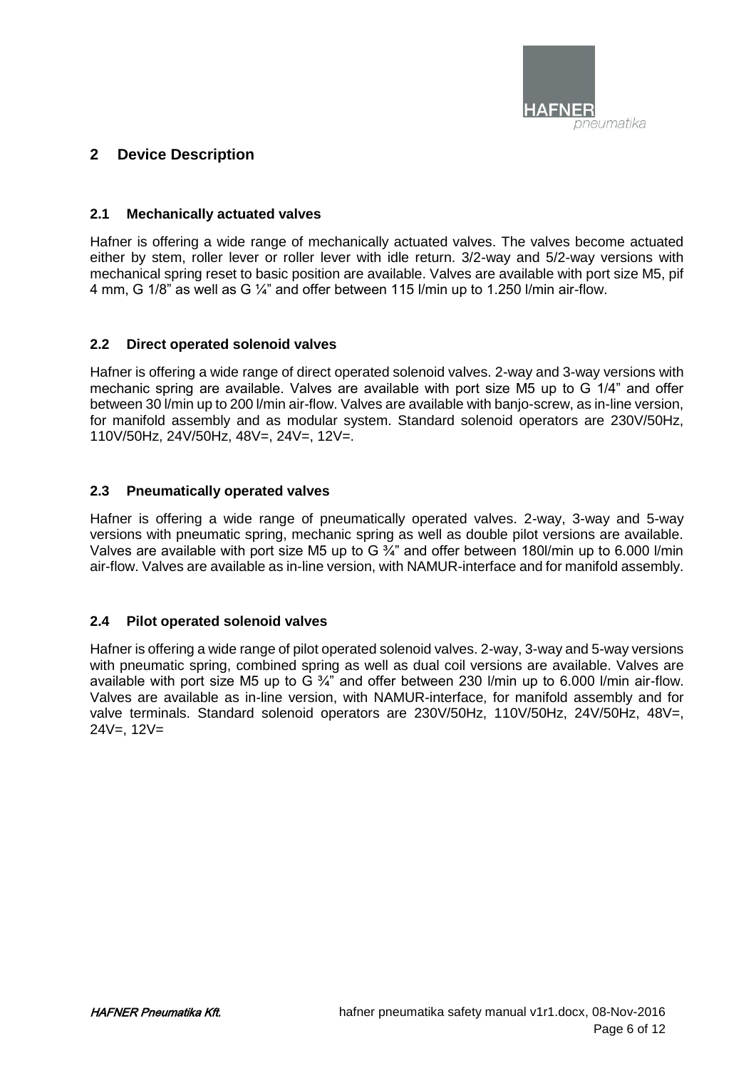## 2 Device Description

### 2.1 Mechanically actuated valves

Hafner is offering a wide range of mechanically actuated valves. The valves become actuated either by stem, roller lever or roller lever with idle return. 3/2-way and 5/2-way versions with mechanical spring reset to basic position are available. Valves are available with port size M5, pif 4 mm, G 1/8" as well as G ¼" and offer between 115 l/min up to 1.250 l/min air-flow.

### 2.2 Direct operated solenoid valves

Hafner is offering a wide range of direct operated solenoid valves. 2-way and 3-way versions with mechanic spring are available. Valves are available with port size M5 up to G 1/4" and offer between 30 l/min up to 200 l/min air-flow. Valves are available with banjo-screw, as in-line version, for manifold assembly and as modular system. Standard solenoid operators are 230V/50Hz, 110V/50Hz, 24V/50Hz, 48V=, 24V=, 12V=.

### 2.3 Pneumatically operated valves

Hafner is offering a wide range of pneumatically operated valves. 2-way, 3-way and 5-way versions with pneumatic spring, mechanic spring as well as double pilot versions are available. Valves are available with port size M5 up to G ¾" and offer between 180l/min up to 6.000 l/min air-flow. Valves are available as in-line version, with NAMUR-interface and for manifold assembly.

### 2.4 Pilot operated solenoid valves

Hafner is offering a wide range of pilot operated solenoid valves. 2-way, 3-way and 5-way versions with pneumatic spring, combined spring as well as dual coil versions are available. Valves are available with port size M5 up to G ¾" and offer between 230 l/min up to 6.000 l/min air-flow. Valves are available as in-line version, with NAMUR-interface, for manifold assembly and for valve terminals. Standard solenoid operators are 230V/50Hz, 110V/50Hz, 24V/50Hz, 48V=, 24V=, 12V=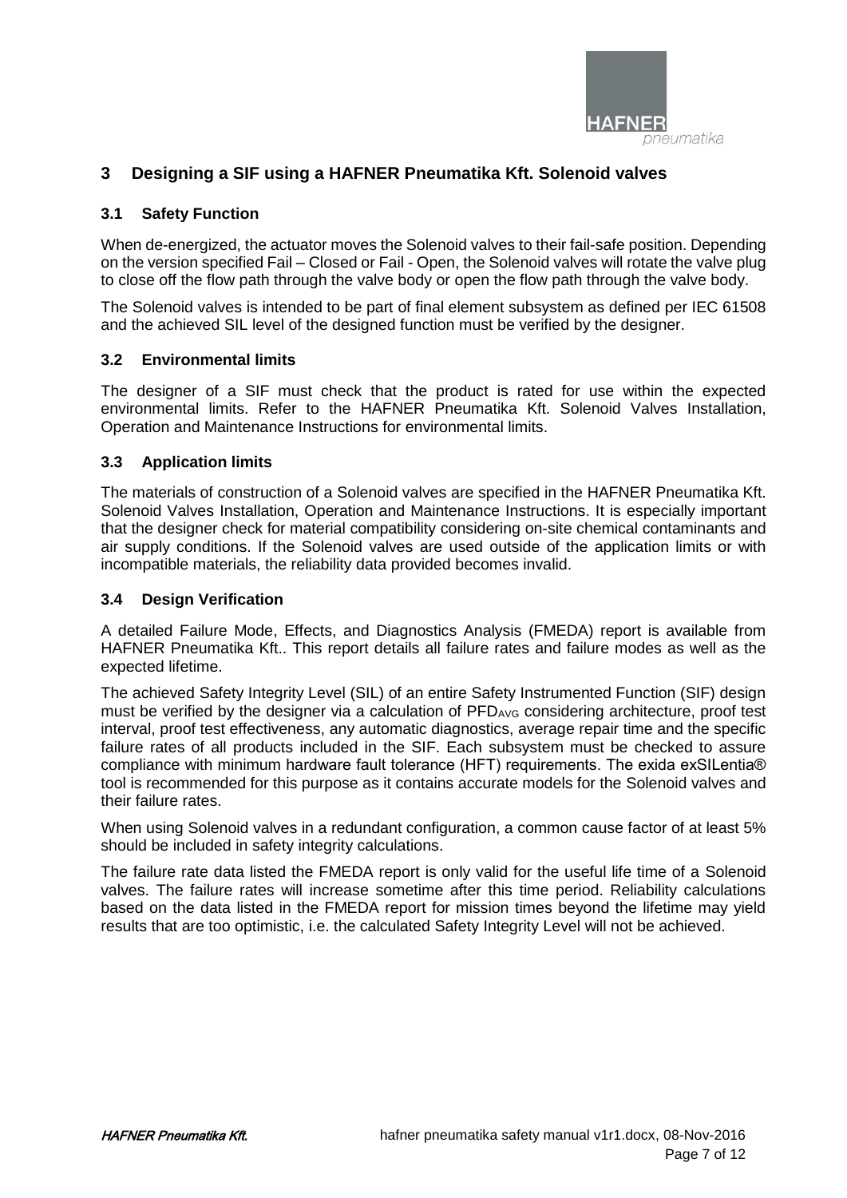# 3 Designing a SIF using a HAFNER Pneumatika Kft. Solenoid valves

## 3.1 Safety Function

When de-energized, the actuator moves the Solenoid valves to their fail-safe position. Depending on the version specified Fail – Closed or Fail - Open, the Solenoid valves will rotate the valve plug to close off the flow path through the valve body or open the flow path through the valve body.

The Solenoid valves is intended to be part of final element subsystem as defined per IEC 61508 and the achieved SIL level of the designed function must be verified by the designer.

## 3.2 Environmental limits

The designer of a SIF must check that the product is rated for use within the expected environmental limits. Refer to the HAFNER Pneumatika Kft. Solenoid Valves Installation, Operation and Maintenance Instructions for environmental limits.

## 3.3 Application limits

The materials of construction of a Solenoid valves are specified in the HAFNER Pneumatika Kft. Solenoid Valves Installation, Operation and Maintenance Instructions. It is especially important that the designer check for material compatibility considering on-site chemical contaminants and air supply conditions. If the Solenoid valves are used outside of the application limits or with incompatible materials, the reliability data provided becomes invalid.

## 3.4 Design Verification

A detailed Failure Mode, Effects, and Diagnostics Analysis (FMEDA) report is available from HAFNER Pneumatika Kft.. This report details all failure rates and failure modes as well as the expected lifetime.

The achieved Safety Integrity Level (SIL) of an entire Safety Instrumented Function (SIF) design must be verified by the designer via a calculation of $PFD_{AVG}$ considering architecture, proof test interval, proof test effectiveness, any automatic diagnostics, average repair time and the specific failure rates of all products included in the SIF. Each subsystem must be checked to assure compliance with minimum hardware fault tolerance (HFT) requirements. The exida exSILentia® tool is recommended for this purpose as it contains accurate models for the Solenoid valves and their failure rates.

When using Solenoid valves in a redundant configuration, a common cause factor of at least 5% should be included in safety integrity calculations.

The failure rate data listed the FMEDA report is only valid for the useful life time of a Solenoid valves. The failure rates will increase sometime after this time period. Reliability calculations based on the data listed in the FMEDA report for mission times beyond the lifetime may yield results that are too optimistic, i.e. the calculated Safety Integrity Level will not be achieved.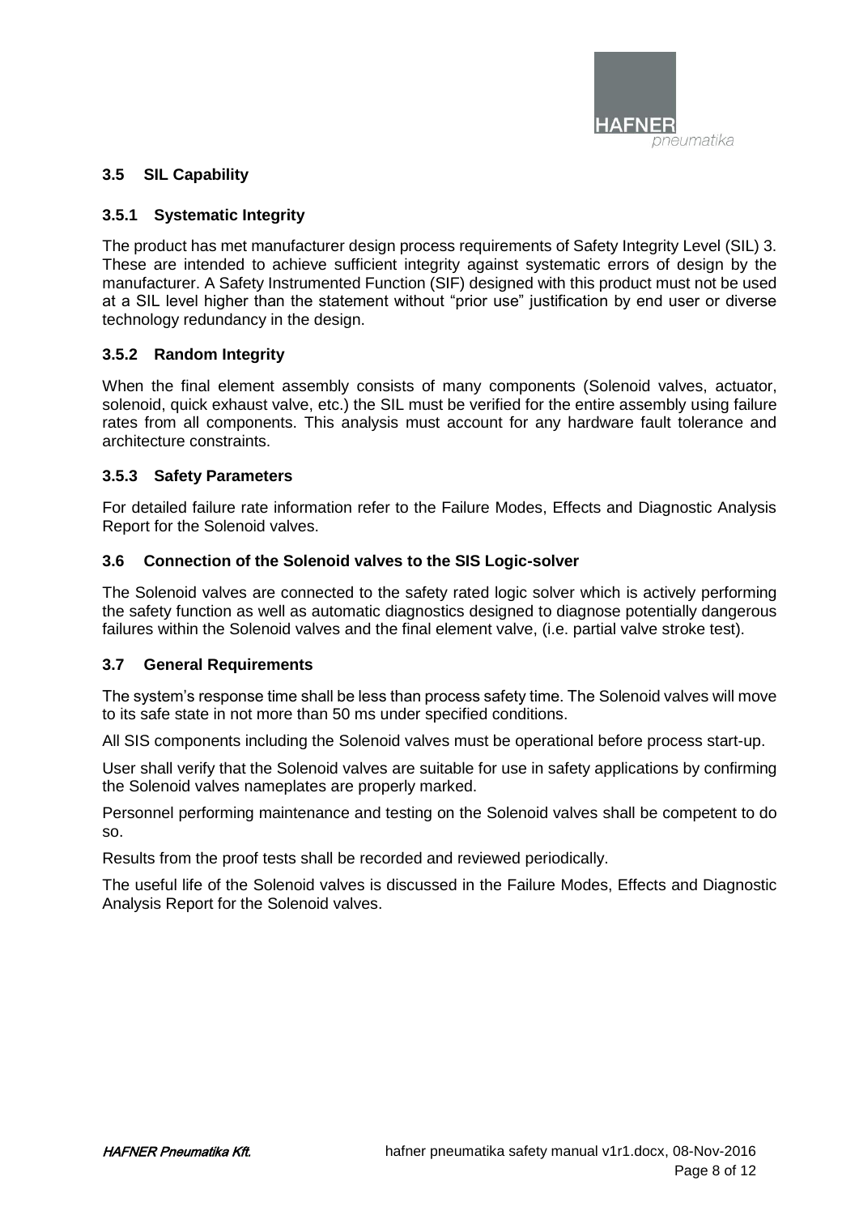## 3.5 SIL Capability

### 3.5.1 Systematic Integrity

The product has met manufacturer design process requirements of Safety Integrity Level (SIL) 3. These are intended to achieve sufficient integrity against systematic errors of design by the manufacturer. A Safety Instrumented Function (SIF) designed with this product must not be used at a SIL level higher than the statement without "prior use" justification by end user or diverse technology redundancy in the design.

### 3.5.2 Random Integrity

When the final element assembly consists of many components (Solenoid valves, actuator, solenoid, quick exhaust valve, etc.) the SIL must be verified for the entire assembly using failure rates from all components. This analysis must account for any hardware fault tolerance and architecture constraints.

### 3.5.3 Safety Parameters

For detailed failure rate information refer to the Failure Modes, Effects and Diagnostic Analysis Report for the Solenoid valves.

## 3.6 Connection of the Solenoid valves to the SIS Logic-solver

The Solenoid valves are connected to the safety rated logic solver which is actively performing the safety function as well as automatic diagnostics designed to diagnose potentially dangerous failures within the Solenoid valves and the final element valve, (i.e. partial valve stroke test).

## 3.7 General Requirements

The system's response time shall be less than process safety time. The Solenoid valves will move to its safe state in not more than 50 ms under specified conditions.

All SIS components including the Solenoid valves must be operational before process start-up.

User shall verify that the Solenoid valves are suitable for use in safety applications by confirming the Solenoid valves nameplates are properly marked.

Personnel performing maintenance and testing on the Solenoid valves shall be competent to do so.

Results from the proof tests shall be recorded and reviewed periodically.

The useful life of the Solenoid valves is discussed in the Failure Modes, Effects and Diagnostic Analysis Report for the Solenoid valves.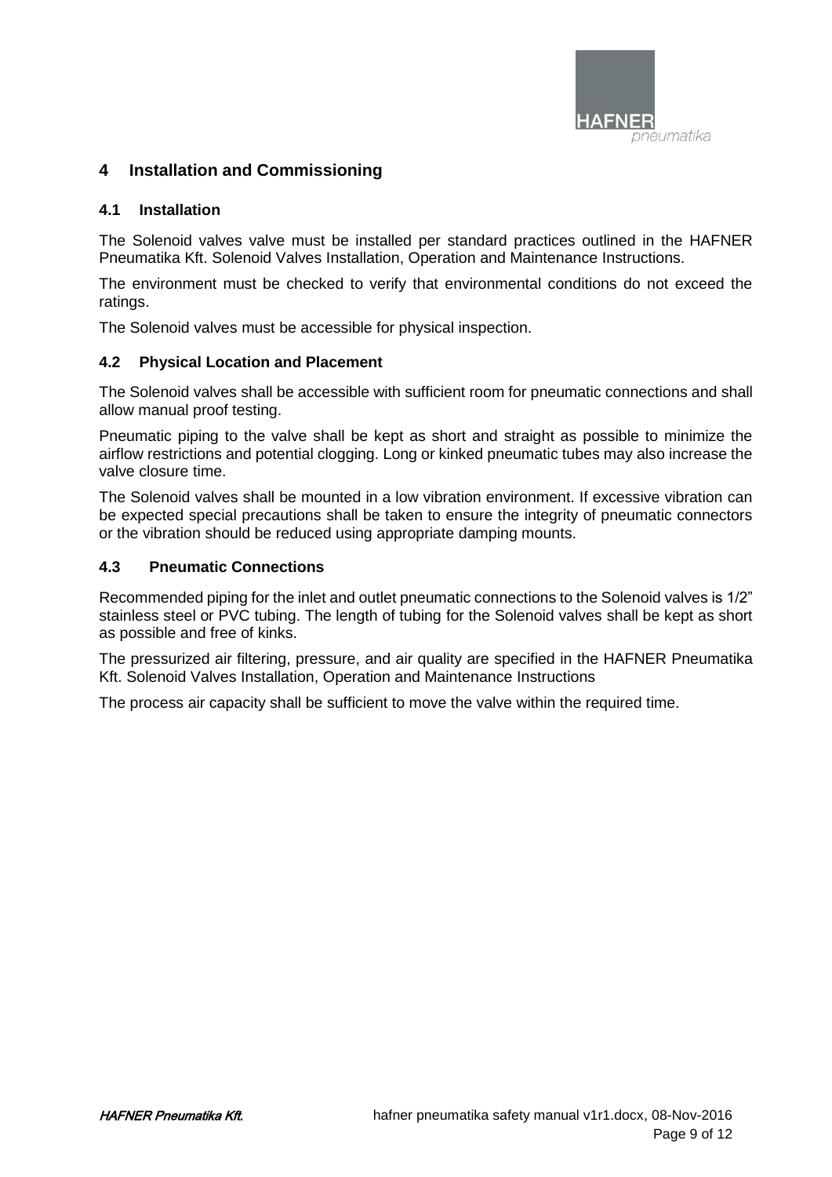# 4 Installation and Commissioning

## 4.1 Installation

The Solenoid valves valve must be installed per standard practices outlined in the HAFNER Pneumatika Kft. Solenoid Valves Installation, Operation and Maintenance Instructions.

The environment must be checked to verify that environmental conditions do not exceed the ratings.

The Solenoid valves must be accessible for physical inspection.

## 4.2 Physical Location and Placement

The Solenoid valves shall be accessible with sufficient room for pneumatic connections and shall allow manual proof testing.

Pneumatic piping to the valve shall be kept as short and straight as possible to minimize the airflow restrictions and potential clogging. Long or kinked pneumatic tubes may also increase the valve closure time.

The Solenoid valves shall be mounted in a low vibration environment. If excessive vibration can be expected special precautions shall be taken to ensure the integrity of pneumatic connectors or the vibration should be reduced using appropriate damping mounts.

## 4.3 Pneumatic Connections

Recommended piping for the inlet and outlet pneumatic connections to the Solenoid valves is 1/2" stainless steel or PVC tubing. The length of tubing for the Solenoid valves shall be kept as short as possible and free of kinks.

The pressurized air filtering, pressure, and air quality are specified in the HAFNER Pneumatika Kft. Solenoid Valves Installation, Operation and Maintenance Instructions

The process air capacity shall be sufficient to move the valve within the required time.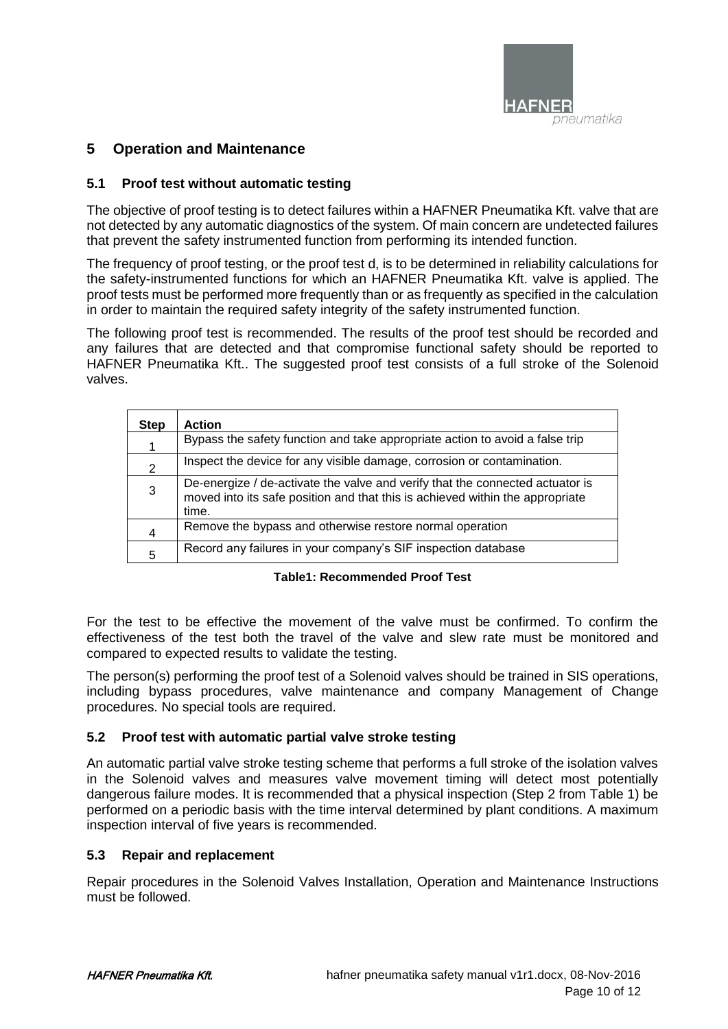## 5 Operation and Maintenance

### 5.1 Proof test without automatic testing

The objective of proof testing is to detect failures within a HAFNER Pneumatika Kft. valve that are not detected by any automatic diagnostics of the system. Of main concern are undetected failures that prevent the safety instrumented function from performing its intended function.

The frequency of proof testing, or the proof test d, is to be determined in reliability calculations for the safety-instrumented functions for which an HAFNER Pneumatika Kft. valve is applied. The proof tests must be performed more frequently than or as frequently as specified in the calculation in order to maintain the required safety integrity of the safety instrumented function.

The following proof test is recommended. The results of the proof test should be recorded and any failures that are detected and that compromise functional safety should be reported to HAFNER Pneumatika Kft.. The suggested proof test consists of a full stroke of the Solenoid valves.

| Step | Action |
|---|---|
| 1 | Bypass the safety function and take appropriate action to avoid a false trip |
| 2 | Inspect the device for any visible damage, corrosion or contamination. |
| 3 | De-energize / de-activate the valve and verify that the connected actuator is moved into its safe position and that this is achieved within the appropriate time. |
| 4 | Remove the bypass and otherwise restore normal operation |
| 5 | Record any failures in your company's SIF inspection database |

**Table1: Recommended Proof Test**

For the test to be effective the movement of the valve must be confirmed. To confirm the effectiveness of the test both the travel of the valve and slew rate must be monitored and compared to expected results to validate the testing.

The person(s) performing the proof test of a Solenoid valves should be trained in SIS operations, including bypass procedures, valve maintenance and company Management of Change procedures. No special tools are required.

### 5.2 Proof test with automatic partial valve stroke testing

An automatic partial valve stroke testing scheme that performs a full stroke of the isolation valves in the Solenoid valves and measures valve movement timing will detect most potentially dangerous failure modes. It is recommended that a physical inspection (Step 2 from Table 1) be performed on a periodic basis with the time interval determined by plant conditions. A maximum inspection interval of five years is recommended.

### 5.3 Repair and replacement

Repair procedures in the Solenoid Valves Installation, Operation and Maintenance Instructions must be followed.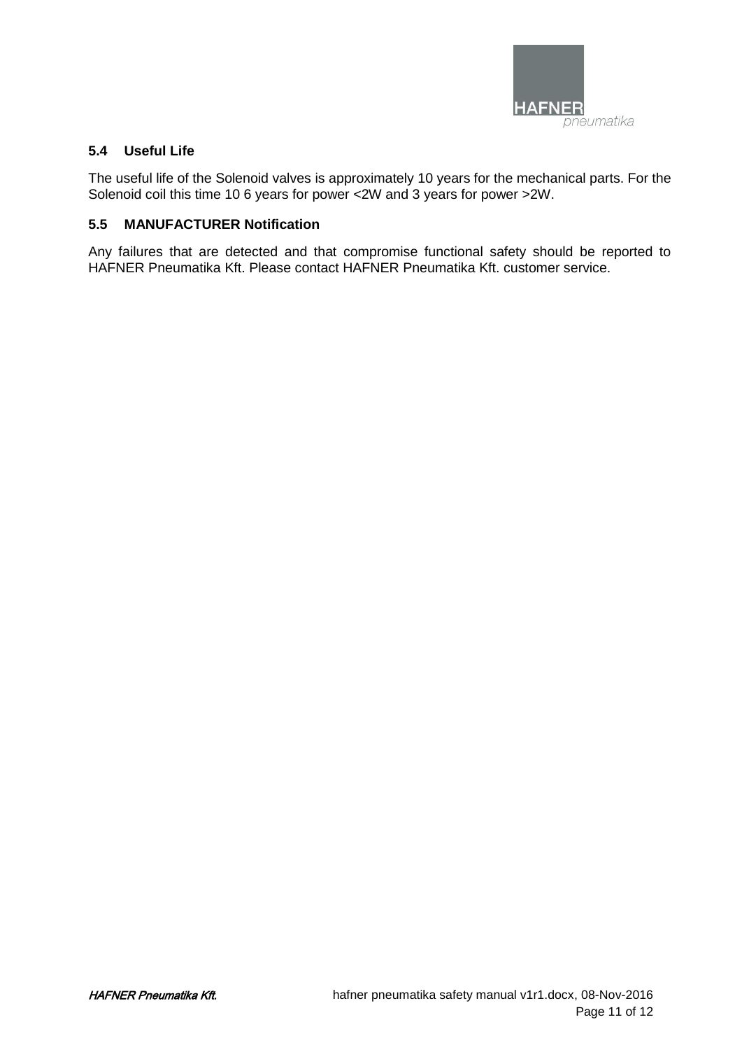### 5.4 Useful Life

The useful life of the Solenoid valves is approximately 10 years for the mechanical parts. For the Solenoid coil this time 10 6 years for power <2W and 3 years for power >2W.

### 5.5 MANUFACTURER Notification

Any failures that are detected and that compromise functional safety should be reported to HAFNER Pneumatika Kft. Please contact HAFNER Pneumatika Kft. customer service.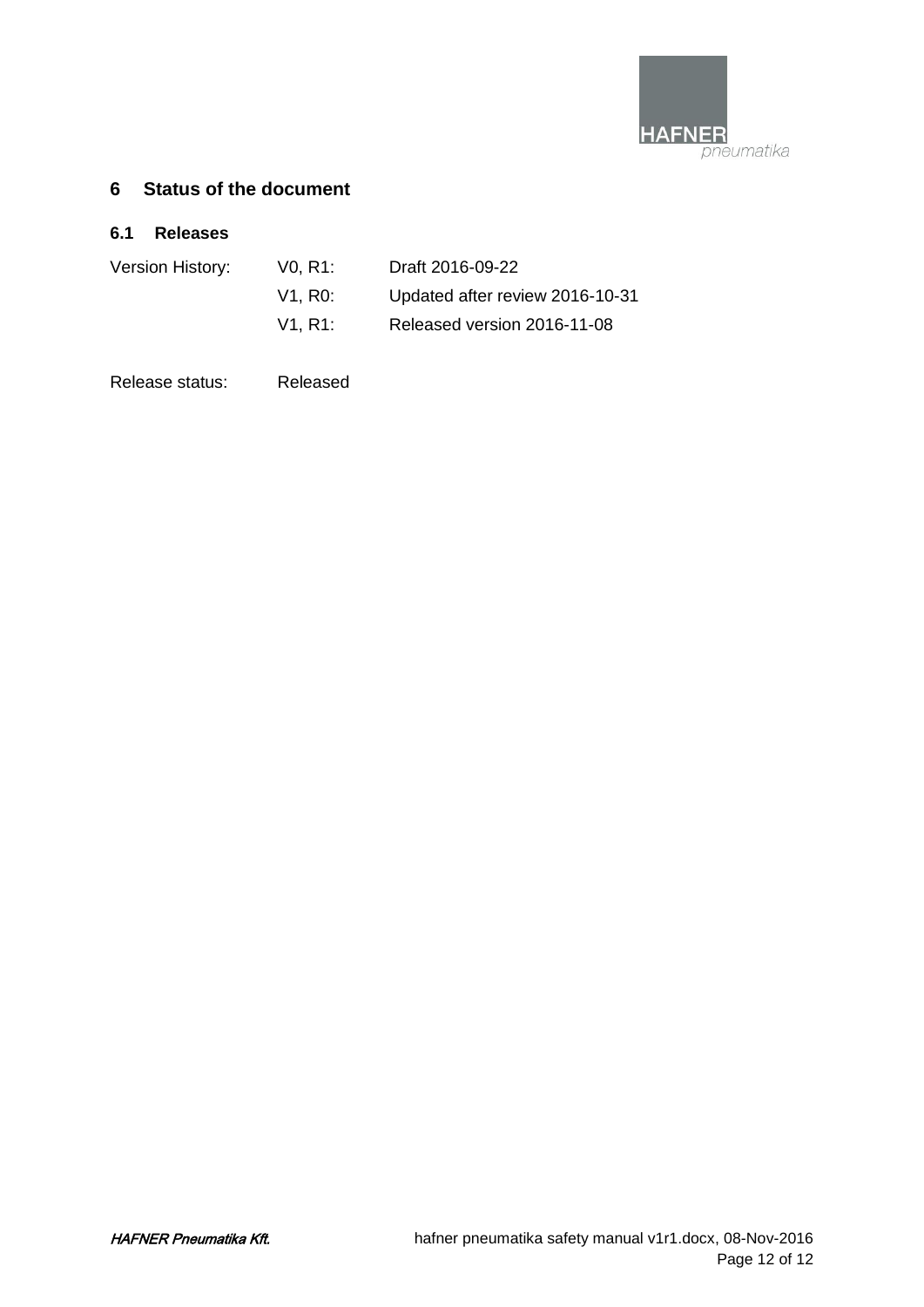# 6 Status of the document

## 6.1 Releases

| | | |
|---|---|---|
| Version History: | V0, R1: | Draft 2016-09-22 |
| | V1, R0: | Updated after review 2016-10-31 |
| | V1, R1: | Released version 2016-11-08 |

Release status: Released